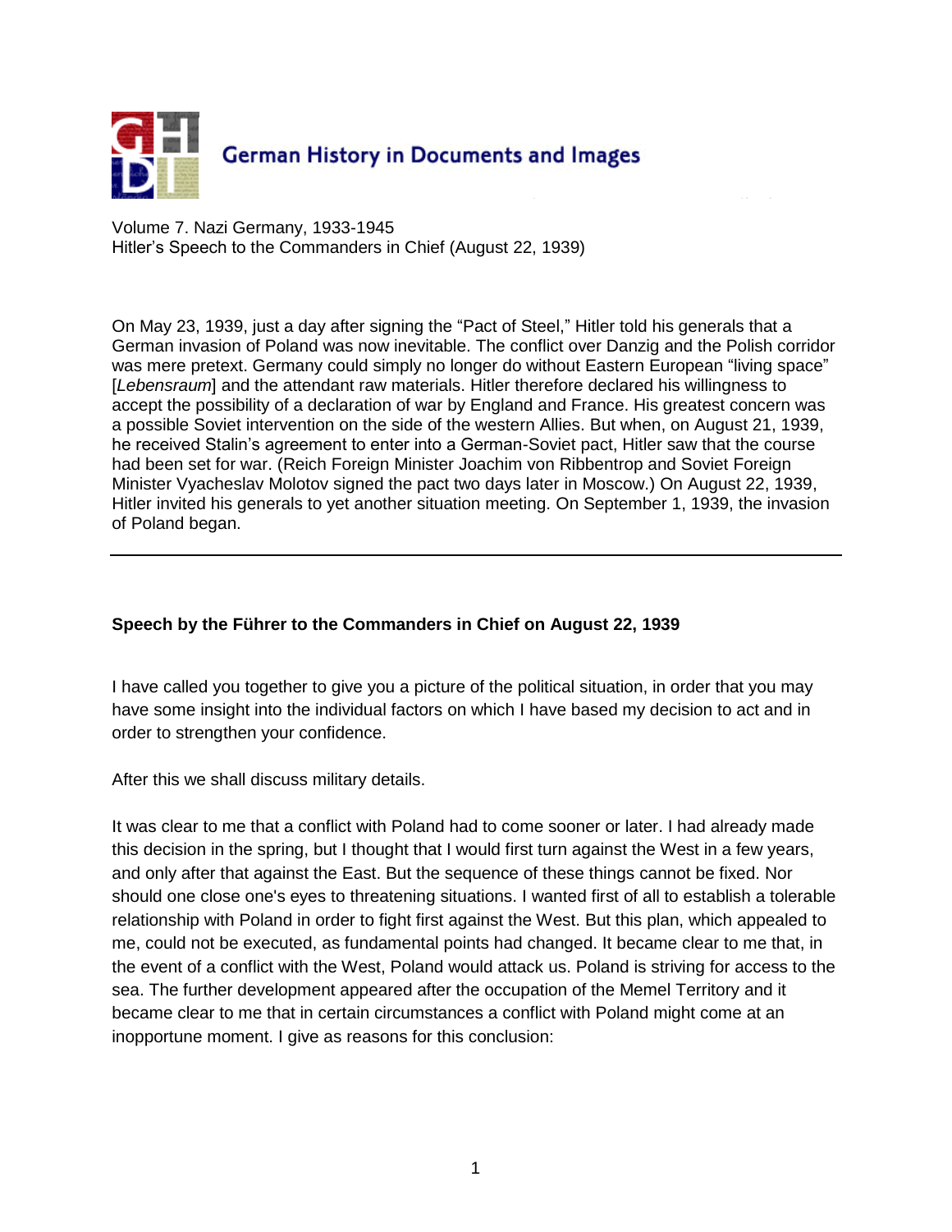German History in Documents and Images

Volume 7. Nazi Germany, 1933-1945
Hitler's Speech to the Commanders in Chief (August 22, 1939)

On May 23, 1939, just a day after signing the "Pact of Steel," Hitler told his generals that a German invasion of Poland was now inevitable. The conflict over Danzig and the Polish corridor was mere pretext. Germany could simply no longer do without Eastern European "living space" [*Lebensraum*] and the attendant raw materials. Hitler therefore declared his willingness to accept the possibility of a declaration of war by England and France. His greatest concern was a possible Soviet intervention on the side of the western Allies. But when, on August 21, 1939, he received Stalin's agreement to enter into a German-Soviet pact, Hitler saw that the course had been set for war. (Reich Foreign Minister Joachim von Ribbentrop and Soviet Foreign Minister Vyacheslav Molotov signed the pact two days later in Moscow.) On August 22, 1939, Hitler invited his generals to yet another situation meeting. On September 1, 1939, the invasion of Poland began.

---

**Speech by the Führer to the Commanders in Chief on August 22, 1939**

I have called you together to give you a picture of the political situation, in order that you may have some insight into the individual factors on which I have based my decision to act and in order to strengthen your confidence.

After this we shall discuss military details.

It was clear to me that a conflict with Poland had to come sooner or later. I had already made this decision in the spring, but I thought that I would first turn against the West in a few years, and only after that against the East. But the sequence of these things cannot be fixed. Nor should one close one's eyes to threatening situations. I wanted first of all to establish a tolerable relationship with Poland in order to fight first against the West. But this plan, which appealed to me, could not be executed, as fundamental points had changed. It became clear to me that, in the event of a conflict with the West, Poland would attack us. Poland is striving for access to the sea. The further development appeared after the occupation of the Memel Territory and it became clear to me that in certain circumstances a conflict with Poland might come at an inopportune moment. I give as reasons for this conclusion: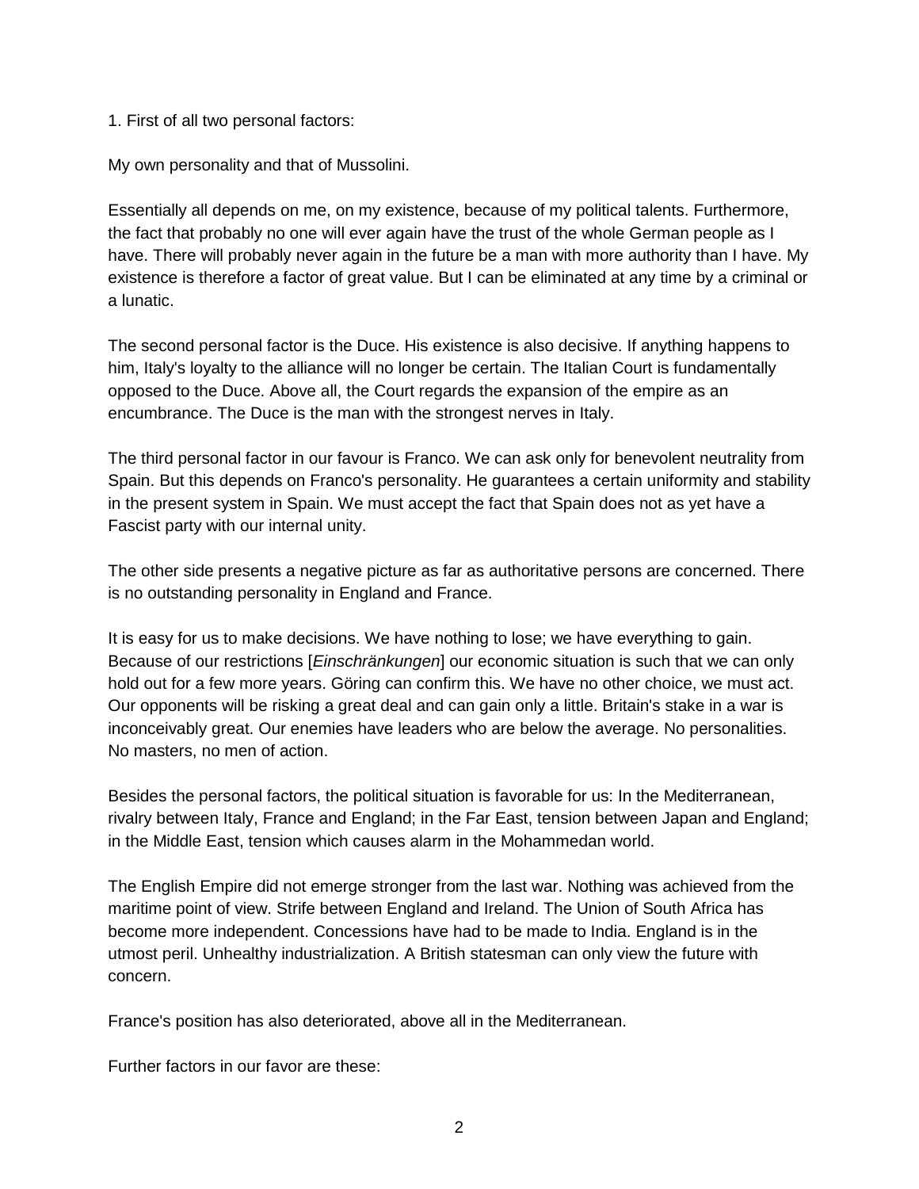1. First of all two personal factors:

My own personality and that of Mussolini.

Essentially all depends on me, on my existence, because of my political talents. Furthermore, the fact that probably no one will ever again have the trust of the whole German people as I have. There will probably never again in the future be a man with more authority than I have. My existence is therefore a factor of great value. But I can be eliminated at any time by a criminal or a lunatic.

The second personal factor is the Duce. His existence is also decisive. If anything happens to him, Italy's loyalty to the alliance will no longer be certain. The Italian Court is fundamentally opposed to the Duce. Above all, the Court regards the expansion of the empire as an encumbrance. The Duce is the man with the strongest nerves in Italy.

The third personal factor in our favour is Franco. We can ask only for benevolent neutrality from Spain. But this depends on Franco's personality. He guarantees a certain uniformity and stability in the present system in Spain. We must accept the fact that Spain does not as yet have a Fascist party with our internal unity.

The other side presents a negative picture as far as authoritative persons are concerned. There is no outstanding personality in England and France.

It is easy for us to make decisions. We have nothing to lose; we have everything to gain. Because of our restrictions [*Einschränkungen*] our economic situation is such that we can only hold out for a few more years. Göring can confirm this. We have no other choice, we must act. Our opponents will be risking a great deal and can gain only a little. Britain's stake in a war is inconceivably great. Our enemies have leaders who are below the average. No personalities. No masters, no men of action.

Besides the personal factors, the political situation is favorable for us: In the Mediterranean, rivalry between Italy, France and England; in the Far East, tension between Japan and England; in the Middle East, tension which causes alarm in the Mohammedan world.

The English Empire did not emerge stronger from the last war. Nothing was achieved from the maritime point of view. Strife between England and Ireland. The Union of South Africa has become more independent. Concessions have had to be made to India. England is in the utmost peril. Unhealthy industrialization. A British statesman can only view the future with concern.

France's position has also deteriorated, above all in the Mediterranean.

Further factors in our favor are these: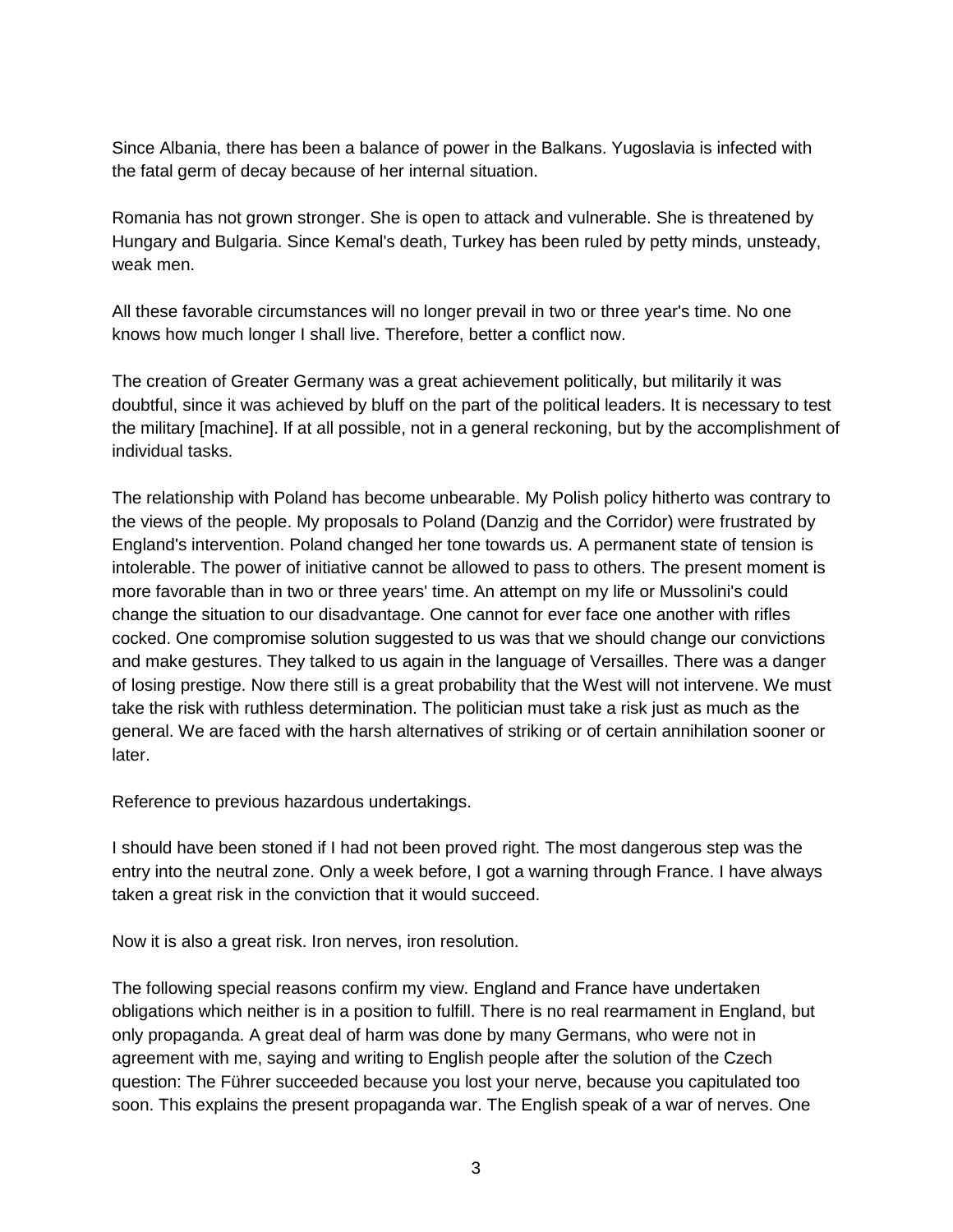Since Albania, there has been a balance of power in the Balkans. Yugoslavia is infected with the fatal germ of decay because of her internal situation.

Romania has not grown stronger. She is open to attack and vulnerable. She is threatened by Hungary and Bulgaria. Since Kemal's death, Turkey has been ruled by petty minds, unsteady, weak men.

All these favorable circumstances will no longer prevail in two or three year's time. No one knows how much longer I shall live. Therefore, better a conflict now.

The creation of Greater Germany was a great achievement politically, but militarily it was doubtful, since it was achieved by bluff on the part of the political leaders. It is necessary to test the military [machine]. If at all possible, not in a general reckoning, but by the accomplishment of individual tasks.

The relationship with Poland has become unbearable. My Polish policy hitherto was contrary to the views of the people. My proposals to Poland (Danzig and the Corridor) were frustrated by England's intervention. Poland changed her tone towards us. A permanent state of tension is intolerable. The power of initiative cannot be allowed to pass to others. The present moment is more favorable than in two or three years' time. An attempt on my life or Mussolini's could change the situation to our disadvantage. One cannot for ever face one another with rifles cocked. One compromise solution suggested to us was that we should change our convictions and make gestures. They talked to us again in the language of Versailles. There was a danger of losing prestige. Now there still is a great probability that the West will not intervene. We must take the risk with ruthless determination. The politician must take a risk just as much as the general. We are faced with the harsh alternatives of striking or of certain annihilation sooner or later.

Reference to previous hazardous undertakings.

I should have been stoned if I had not been proved right. The most dangerous step was the entry into the neutral zone. Only a week before, I got a warning through France. I have always taken a great risk in the conviction that it would succeed.

Now it is also a great risk. Iron nerves, iron resolution.

The following special reasons confirm my view. England and France have undertaken obligations which neither is in a position to fulfill. There is no real rearmament in England, but only propaganda. A great deal of harm was done by many Germans, who were not in agreement with me, saying and writing to English people after the solution of the Czech question: The Führer succeeded because you lost your nerve, because you capitulated too soon. This explains the present propaganda war. The English speak of a war of nerves. One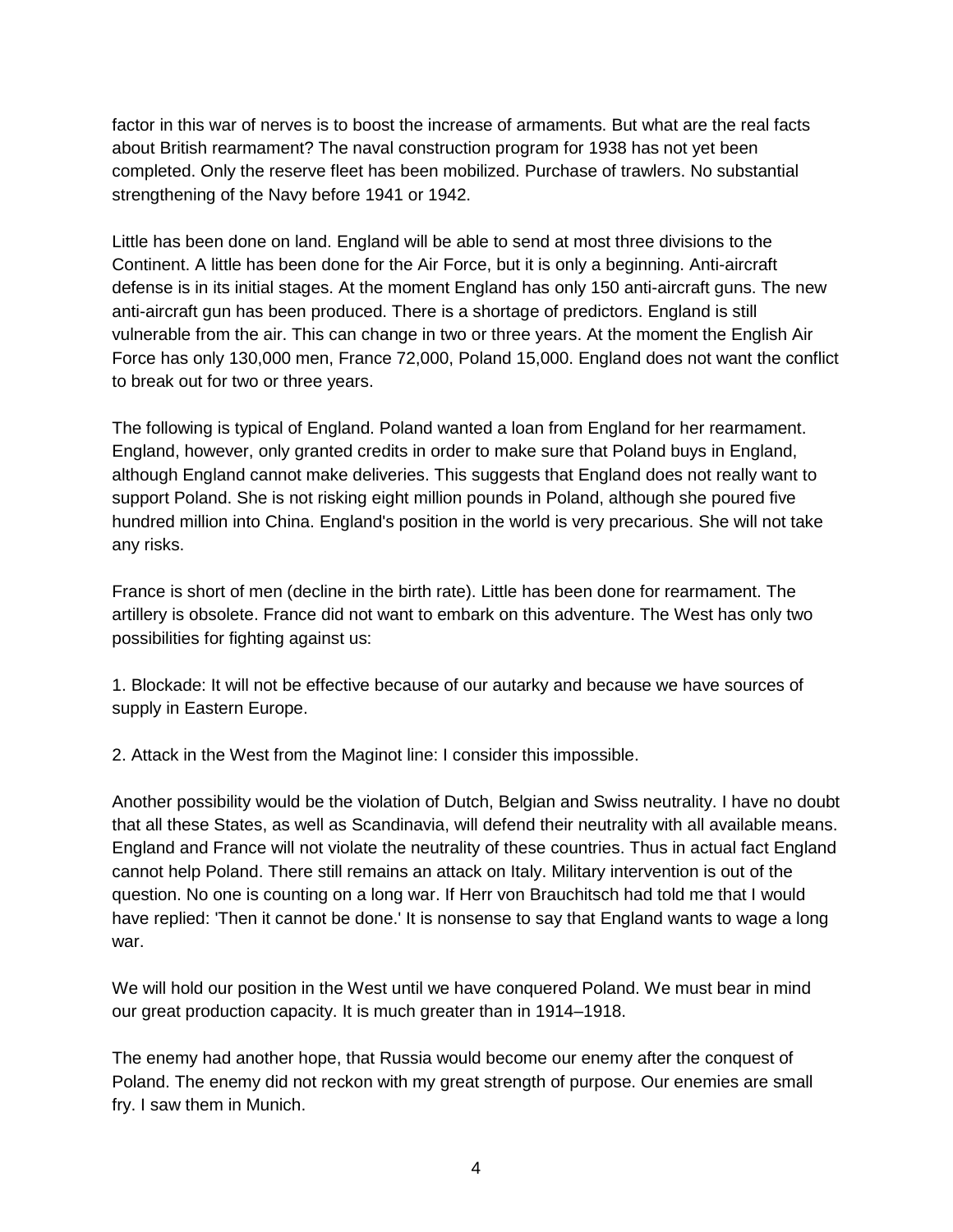factor in this war of nerves is to boost the increase of armaments. But what are the real facts about British rearmament? The naval construction program for 1938 has not yet been completed. Only the reserve fleet has been mobilized. Purchase of trawlers. No substantial strengthening of the Navy before 1941 or 1942.

Little has been done on land. England will be able to send at most three divisions to the Continent. A little has been done for the Air Force, but it is only a beginning. Anti-aircraft defense is in its initial stages. At the moment England has only 150 anti-aircraft guns. The new anti-aircraft gun has been produced. There is a shortage of predictors. England is still vulnerable from the air. This can change in two or three years. At the moment the English Air Force has only 130,000 men, France 72,000, Poland 15,000. England does not want the conflict to break out for two or three years.

The following is typical of England. Poland wanted a loan from England for her rearmament. England, however, only granted credits in order to make sure that Poland buys in England, although England cannot make deliveries. This suggests that England does not really want to support Poland. She is not risking eight million pounds in Poland, although she poured five hundred million into China. England's position in the world is very precarious. She will not take any risks.

France is short of men (decline in the birth rate). Little has been done for rearmament. The artillery is obsolete. France did not want to embark on this adventure. The West has only two possibilities for fighting against us:

1. Blockade: It will not be effective because of our autarky and because we have sources of supply in Eastern Europe.

2. Attack in the West from the Maginot line: I consider this impossible.

Another possibility would be the violation of Dutch, Belgian and Swiss neutrality. I have no doubt that all these States, as well as Scandinavia, will defend their neutrality with all available means. England and France will not violate the neutrality of these countries. Thus in actual fact England cannot help Poland. There still remains an attack on Italy. Military intervention is out of the question. No one is counting on a long war. If Herr von Brauchitsch had told me that I would have replied: 'Then it cannot be done.' It is nonsense to say that England wants to wage a long war.

We will hold our position in the West until we have conquered Poland. We must bear in mind our great production capacity. It is much greater than in 1914–1918.

The enemy had another hope, that Russia would become our enemy after the conquest of Poland. The enemy did not reckon with my great strength of purpose. Our enemies are small fry. I saw them in Munich.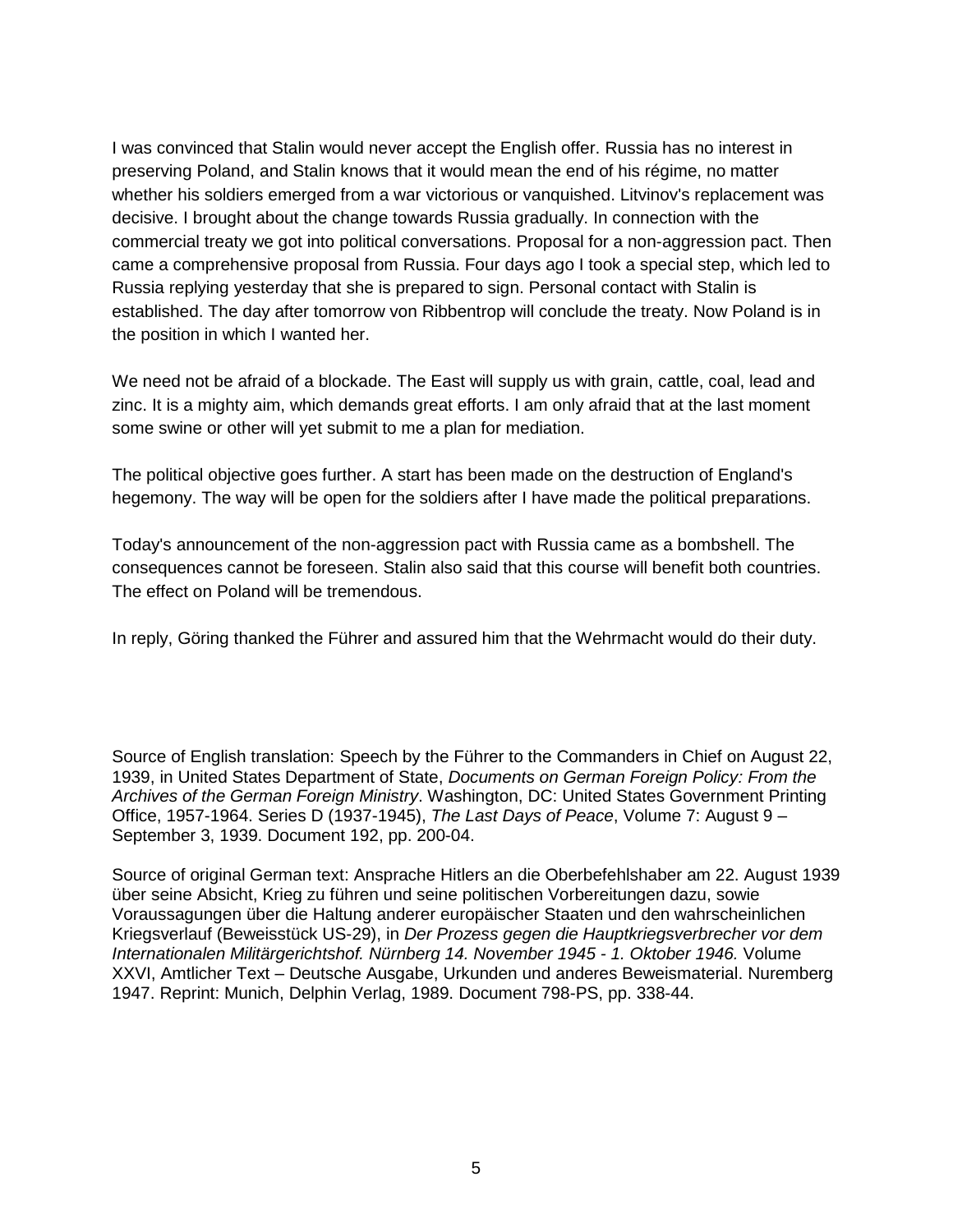I was convinced that Stalin would never accept the English offer. Russia has no interest in preserving Poland, and Stalin knows that it would mean the end of his régime, no matter whether his soldiers emerged from a war victorious or vanquished. Litvinov's replacement was decisive. I brought about the change towards Russia gradually. In connection with the commercial treaty we got into political conversations. Proposal for a non-aggression pact. Then came a comprehensive proposal from Russia. Four days ago I took a special step, which led to Russia replying yesterday that she is prepared to sign. Personal contact with Stalin is established. The day after tomorrow von Ribbentrop will conclude the treaty. Now Poland is in the position in which I wanted her.

We need not be afraid of a blockade. The East will supply us with grain, cattle, coal, lead and zinc. It is a mighty aim, which demands great efforts. I am only afraid that at the last moment some swine or other will yet submit to me a plan for mediation.

The political objective goes further. A start has been made on the destruction of England's hegemony. The way will be open for the soldiers after I have made the political preparations.

Today's announcement of the non-aggression pact with Russia came as a bombshell. The consequences cannot be foreseen. Stalin also said that this course will benefit both countries. The effect on Poland will be tremendous.

In reply, Göring thanked the Führer and assured him that the Wehrmacht would do their duty.

Source of English translation: Speech by the Führer to the Commanders in Chief on August 22, 1939, in United States Department of State, *Documents on German Foreign Policy: From the Archives of the German Foreign Ministry*. Washington, DC: United States Government Printing Office, 1957-1964. Series D (1937-1945), *The Last Days of Peace*, Volume 7: August 9 – September 3, 1939. Document 192, pp. 200-04.

Source of original German text: Ansprache Hitlers an die Oberbefehlshaber am 22. August 1939 über seine Absicht, Krieg zu führen und seine politischen Vorbereitungen dazu, sowie Voraussagungen über die Haltung anderer europäischer Staaten und den wahrscheinlichen Kriegsverlauf (Beweisstück US-29), in *Der Prozess gegen die Hauptkriegsverbrecher vor dem Internationalen Militärgerichtshof. Nürnberg 14. November 1945 - 1. Oktober 1946.* Volume XXVI, Amtlicher Text – Deutsche Ausgabe, Urkunden und anderes Beweismaterial. Nuremberg 1947. Reprint: Munich, Delphin Verlag, 1989. Document 798-PS, pp. 338-44.